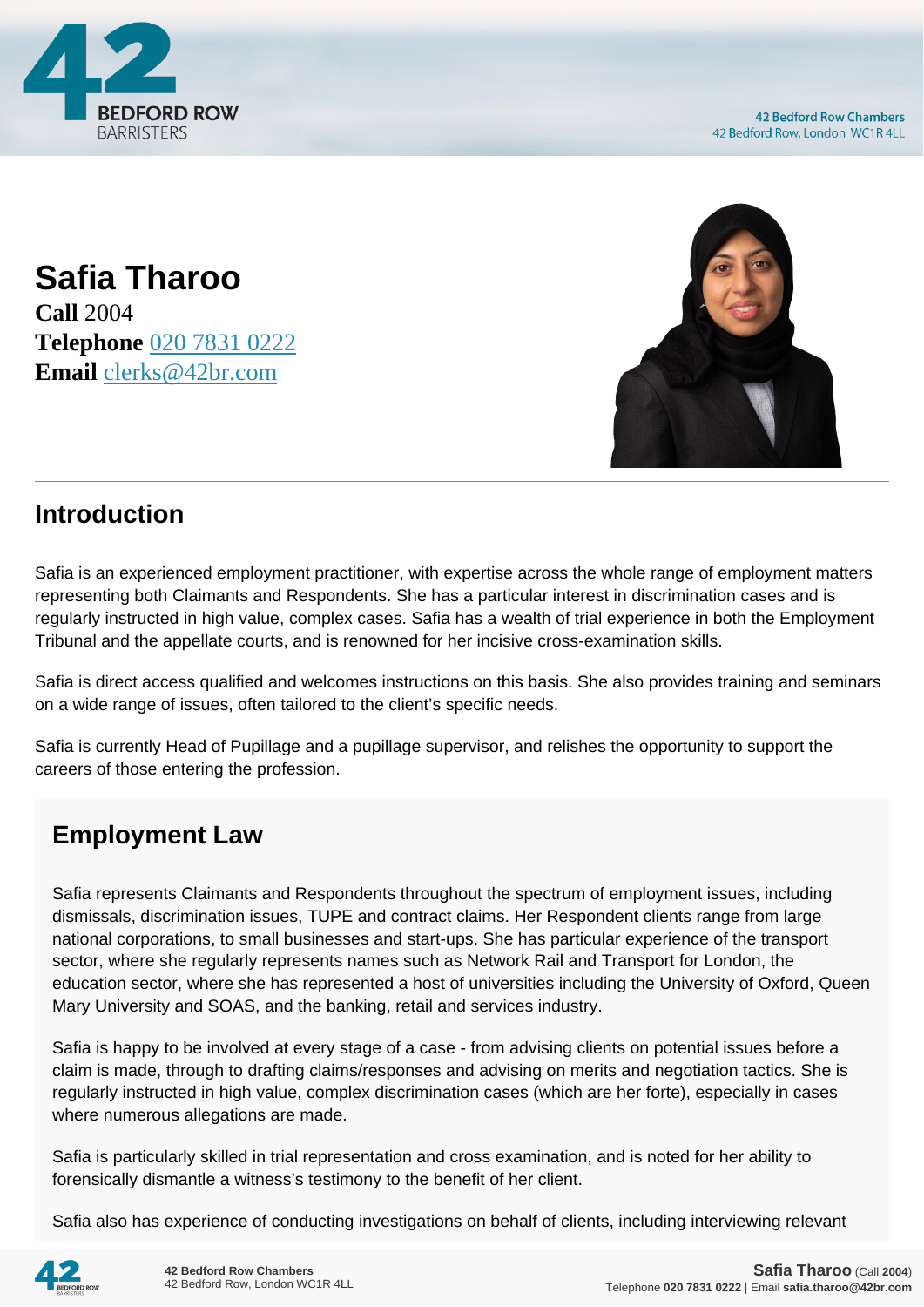# Safia Tharoo

**Call** 2004
**Telephone** 020 7831 0222
**Email** clerks@42br.com

## Introduction

Safia is an experienced employment practitioner, with expertise across the whole range of employment matters representing both Claimants and Respondents. She has a particular interest in discrimination cases and is regularly instructed in high value, complex cases. Safia has a wealth of trial experience in both the Employment Tribunal and the appellate courts, and is renowned for her incisive cross-examination skills.

Safia is direct access qualified and welcomes instructions on this basis. She also provides training and seminars on a wide range of issues, often tailored to the client's specific needs.

Safia is currently Head of Pupillage and a pupillage supervisor, and relishes the opportunity to support the careers of those entering the profession.

## Employment Law

Safia represents Claimants and Respondents throughout the spectrum of employment issues, including dismissals, discrimination issues, TUPE and contract claims. Her Respondent clients range from large national corporations, to small businesses and start-ups. She has particular experience of the transport sector, where she regularly represents names such as Network Rail and Transport for London, the education sector, where she has represented a host of universities including the University of Oxford, Queen Mary University and SOAS, and the banking, retail and services industry.

Safia is happy to be involved at every stage of a case - from advising clients on potential issues before a claim is made, through to drafting claims/responses and advising on merits and negotiation tactics. She is regularly instructed in high value, complex discrimination cases (which are her forte), especially in cases where numerous allegations are made.

Safia is particularly skilled in trial representation and cross examination, and is noted for her ability to forensically dismantle a witness's testimony to the benefit of her client.

Safia also has experience of conducting investigations on behalf of clients, including interviewing relevant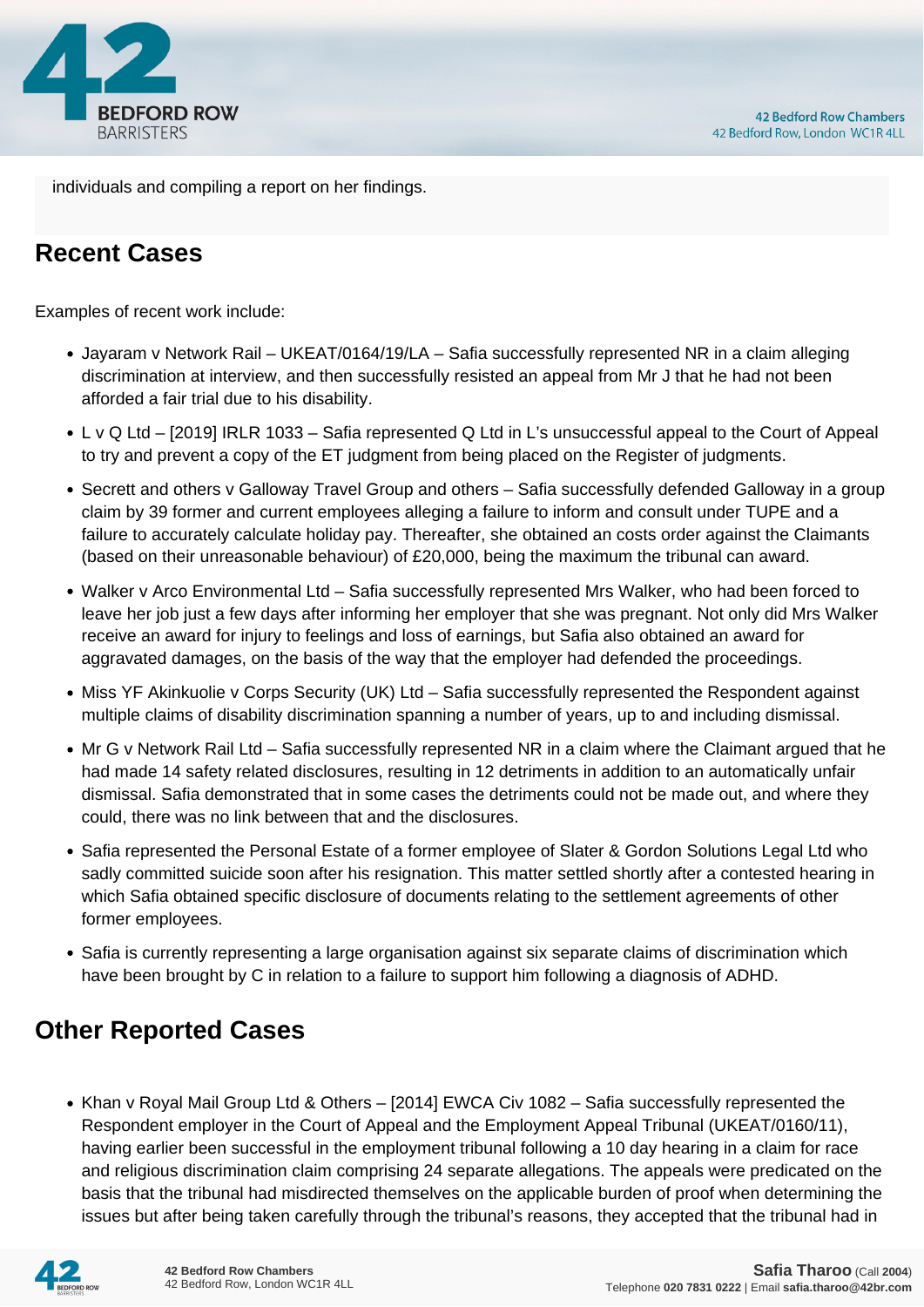individuals and compiling a report on her findings.

## Recent Cases

Examples of recent work include:

- Jayaram v Network Rail – UKEAT/0164/19/LA – Safia successfully represented NR in a claim alleging discrimination at interview, and then successfully resisted an appeal from Mr J that he had not been afforded a fair trial due to his disability.
- L v Q Ltd – [2019] IRLR 1033 – Safia represented Q Ltd in L's unsuccessful appeal to the Court of Appeal to try and prevent a copy of the ET judgment from being placed on the Register of judgments.
- Secrett and others v Galloway Travel Group and others – Safia successfully defended Galloway in a group claim by 39 former and current employees alleging a failure to inform and consult under TUPE and a failure to accurately calculate holiday pay. Thereafter, she obtained an costs order against the Claimants (based on their unreasonable behaviour) of £20,000, being the maximum the tribunal can award.
- Walker v Arco Environmental Ltd – Safia successfully represented Mrs Walker, who had been forced to leave her job just a few days after informing her employer that she was pregnant. Not only did Mrs Walker receive an award for injury to feelings and loss of earnings, but Safia also obtained an award for aggravated damages, on the basis of the way that the employer had defended the proceedings.
- Miss YF Akinkuolie v Corps Security (UK) Ltd – Safia successfully represented the Respondent against multiple claims of disability discrimination spanning a number of years, up to and including dismissal.
- Mr G v Network Rail Ltd – Safia successfully represented NR in a claim where the Claimant argued that he had made 14 safety related disclosures, resulting in 12 detriments in addition to an automatically unfair dismissal. Safia demonstrated that in some cases the detriments could not be made out, and where they could, there was no link between that and the disclosures.
- Safia represented the Personal Estate of a former employee of Slater & Gordon Solutions Legal Ltd who sadly committed suicide soon after his resignation. This matter settled shortly after a contested hearing in which Safia obtained specific disclosure of documents relating to the settlement agreements of other former employees.
- Safia is currently representing a large organisation against six separate claims of discrimination which have been brought by C in relation to a failure to support him following a diagnosis of ADHD.

## Other Reported Cases

- Khan v Royal Mail Group Ltd & Others – [2014] EWCA Civ 1082 – Safia successfully represented the Respondent employer in the Court of Appeal and the Employment Appeal Tribunal (UKEAT/0160/11), having earlier been successful in the employment tribunal following a 10 day hearing in a claim for race and religious discrimination claim comprising 24 separate allegations. The appeals were predicated on the basis that the tribunal had misdirected themselves on the applicable burden of proof when determining the issues but after being taken carefully through the tribunal's reasons, they accepted that the tribunal had in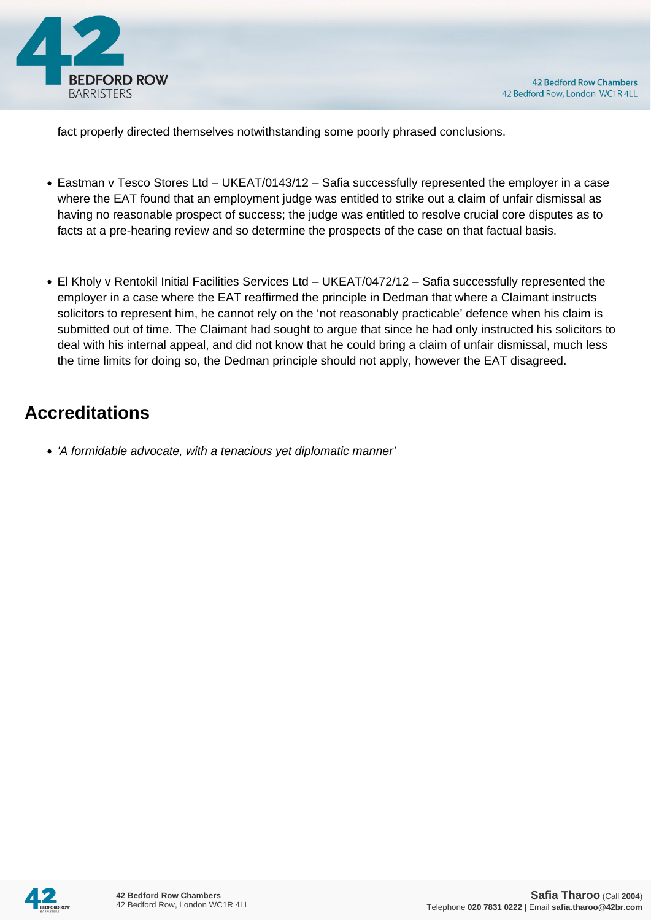fact properly directed themselves notwithstanding some poorly phrased conclusions.

- Eastman v Tesco Stores Ltd – UKEAT/0143/12 – Safia successfully represented the employer in a case where the EAT found that an employment judge was entitled to strike out a claim of unfair dismissal as having no reasonable prospect of success; the judge was entitled to resolve crucial core disputes as to facts at a pre-hearing review and so determine the prospects of the case on that factual basis.

- El Kholy v Rentokil Initial Facilities Services Ltd – UKEAT/0472/12 – Safia successfully represented the employer in a case where the EAT reaffirmed the principle in Dedman that where a Claimant instructs solicitors to represent him, he cannot rely on the 'not reasonably practicable' defence when his claim is submitted out of time. The Claimant had sought to argue that since he had only instructed his solicitors to deal with his internal appeal, and did not know that he could bring a claim of unfair dismissal, much less the time limits for doing so, the Dedman principle should not apply, however the EAT disagreed.

## Accreditations

- *'A formidable advocate, with a tenacious yet diplomatic manner'*